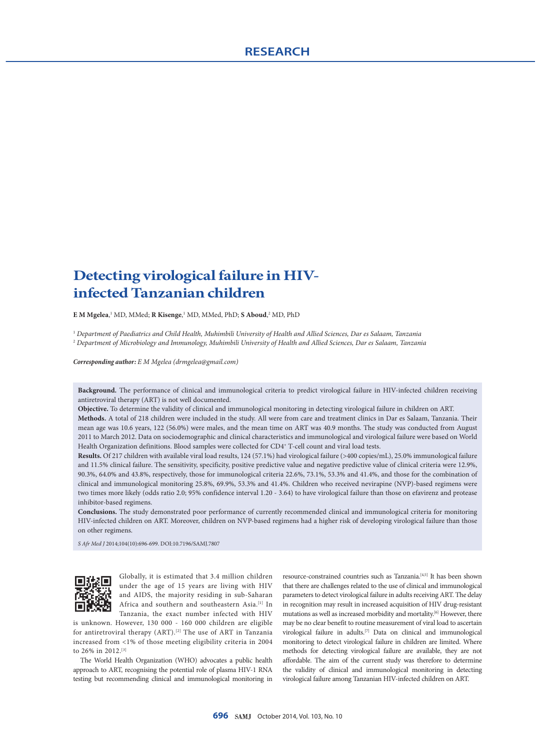RESEARCH

# Detecting virological failure in HIV-infected Tanzanian children

**E M Mgelea**,[1] MD, MMed; **R Kisenge**,[1] MD, MMed, PhD; **S Aboud**,[2] MD, PhD

[1] *Department of Paediatrics and Child Health, Muhimbili University of Health and Allied Sciences, Dar es Salaam, Tanzania*
[2] *Department of Microbiology and Immunology, Muhimbili University of Health and Allied Sciences, Dar es Salaam, Tanzania*

***Corresponding author:*** *E M Mgelea (drmgelea@gmail.com)*

**Background.** The performance of clinical and immunological criteria to predict virological failure in HIV-infected children receiving antiretroviral therapy (ART) is not well documented.

**Objective.** To determine the validity of clinical and immunological monitoring in detecting virological failure in children on ART.

**Methods.** A total of 218 children were included in the study. All were from care and treatment clinics in Dar es Salaam, Tanzania. Their mean age was 10.6 years, 122 (56.0%) were males, and the mean time on ART was 40.9 months. The study was conducted from August 2011 to March 2012. Data on sociodemographic and clinical characteristics and immunological and virological failure were based on World Health Organization definitions. Blood samples were collected for $CD4^+$ T-cell count and viral load tests.

**Results.** Of 217 children with available viral load results, 124 (57.1%) had virological failure (>400 copies/mL), 25.0% immunological failure and 11.5% clinical failure. The sensitivity, specificity, positive predictive value and negative predictive value of clinical criteria were 12.9%, 90.3%, 64.0% and 43.8%, respectively, those for immunological criteria 22.6%, 73.1%, 53.3% and 41.4%, and those for the combination of clinical and immunological monitoring 25.8%, 69.9%, 53.3% and 41.4%. Children who received nevirapine (NVP)-based regimens were two times more likely (odds ratio 2.0; 95% confidence interval 1.20 - 3.64) to have virological failure than those on efavirenz and protease inhibitor-based regimens.

**Conclusions.** The study demonstrated poor performance of currently recommended clinical and immunological criteria for monitoring HIV-infected children on ART. Moreover, children on NVP-based regimens had a higher risk of developing virological failure than those on other regimens.

*S Afr Med J* 2014;104(10):696-699. DOI:10.7196/SAMJ.7807

Globally, it is estimated that 3.4 million children under the age of 15 years are living with HIV and AIDS, the majority residing in sub-Saharan Africa and southern and southeastern Asia.[1] In Tanzania, the exact number infected with HIV is unknown. However, 130 000 - 160 000 children are eligible for antiretroviral therapy (ART).[2] The use of ART in Tanzania increased from <1% of those meeting eligibility criteria in 2004 to 26% in 2012.[3]

The World Health Organization (WHO) advocates a public health approach to ART, recognising the potential role of plasma HIV-1 RNA testing but recommending clinical and immunological monitoring in resource-constrained countries such as Tanzania.[4,5] It has been shown that there are challenges related to the use of clinical and immunological parameters to detect virological failure in adults receiving ART. The delay in recognition may result in increased acquisition of HIV drug-resistant mutations as well as increased morbidity and mortality.[6] However, there may be no clear benefit to routine measurement of viral load to ascertain virological failure in adults.[7] Data on clinical and immunological monitoring to detect virological failure in children are limited. Where methods for detecting virological failure are available, they are not affordable. The aim of the current study was therefore to determine the validity of clinical and immunological monitoring in detecting virological failure among Tanzanian HIV-infected children on ART.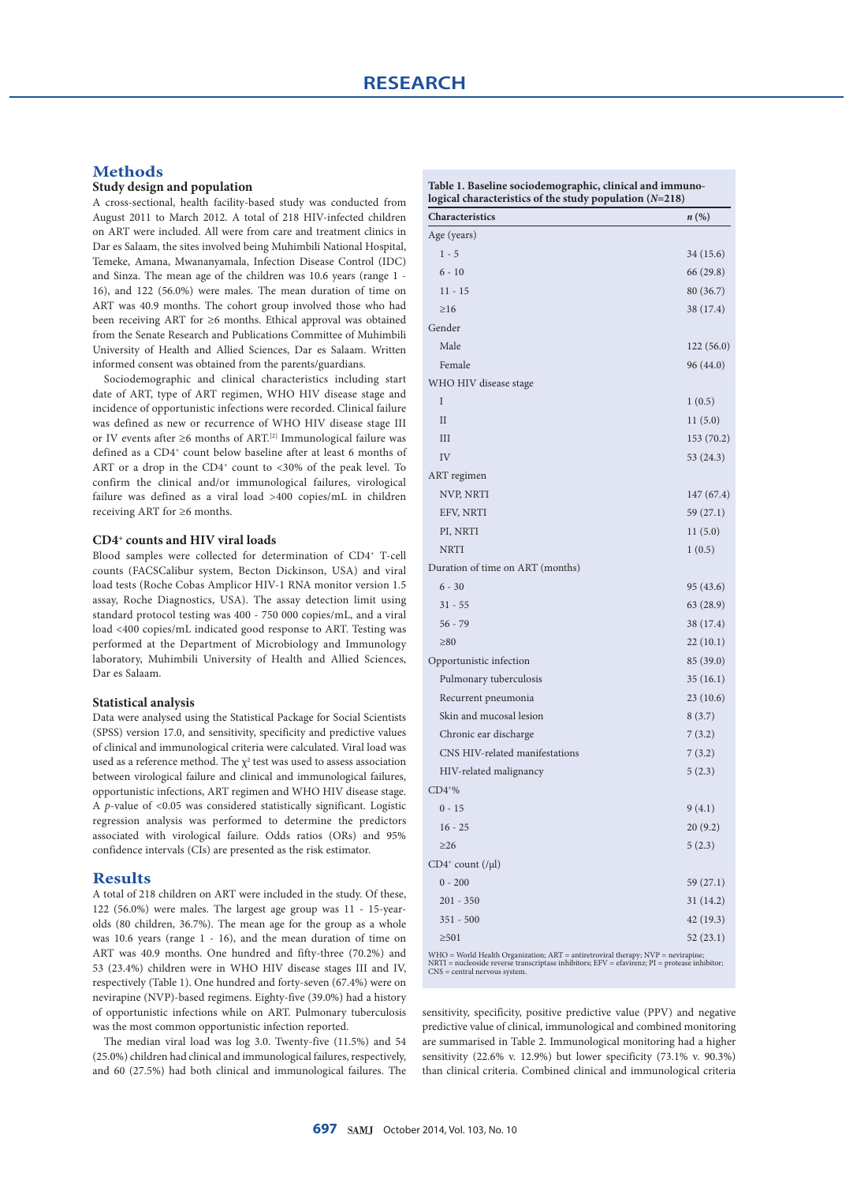## Methods

### Study design and population

A cross-sectional, health facility-based study was conducted from August 2011 to March 2012. A total of 218 HIV-infected children on ART were included. All were from care and treatment clinics in Dar es Salaam, the sites involved being Muhimbili National Hospital, Temeke, Amana, Mwananyamala, Infection Disease Control (IDC) and Sinza. The mean age of the children was 10.6 years (range 1 - 16), and 122 (56.0%) were males. The mean duration of time on ART was 40.9 months. The cohort group involved those who had been receiving ART for ≥6 months. Ethical approval was obtained from the Senate Research and Publications Committee of Muhimbili University of Health and Allied Sciences, Dar es Salaam. Written informed consent was obtained from the parents/guardians.

Sociodemographic and clinical characteristics including start date of ART, type of ART regimen, WHO HIV disease stage and incidence of opportunistic infections were recorded. Clinical failure was defined as new or recurrence of WHO HIV disease stage III or IV events after ≥6 months of ART.[2] Immunological failure was defined as a $CD4^+$ count below baseline after at least 6 months of ART or a drop in the $CD4^+$ count to <30% of the peak level. To confirm the clinical and/or immunological failures, virological failure was defined as a viral load >400 copies/mL in children receiving ART for ≥6 months.

### $CD4^+$ counts and HIV viral loads

Blood samples were collected for determination of $CD4^+$ T-cell counts (FACSCalibur system, Becton Dickinson, USA) and viral load tests (Roche Cobas Amplicor HIV-1 RNA monitor version 1.5 assay, Roche Diagnostics, USA). The assay detection limit using standard protocol testing was 400 - 750 000 copies/mL, and a viral load <400 copies/mL indicated good response to ART. Testing was performed at the Department of Microbiology and Immunology laboratory, Muhimbili University of Health and Allied Sciences, Dar es Salaam.

### Statistical analysis

Data were analysed using the Statistical Package for Social Scientists (SPSS) version 17.0, and sensitivity, specificity and predictive values of clinical and immunological criteria were calculated. Viral load was used as a reference method. The $\chi^2$ test was used to assess association between virological failure and clinical and immunological failures, opportunistic infections, ART regimen and WHO HIV disease stage. A $p$-value of <0.05 was considered statistically significant. Logistic regression analysis was performed to determine the predictors associated with virological failure. Odds ratios (ORs) and 95% confidence intervals (CIs) are presented as the risk estimator.

## Results

A total of 218 children on ART were included in the study. Of these, 122 (56.0%) were males. The largest age group was 11 - 15-year-olds (80 children, 36.7%). The mean age for the group as a whole was 10.6 years (range 1 - 16), and the mean duration of time on ART was 40.9 months. One hundred and fifty-three (70.2%) and 53 (23.4%) children were in WHO HIV disease stages III and IV, respectively (Table 1). One hundred and forty-seven (67.4%) were on nevirapine (NVP)-based regimens. Eighty-five (39.0%) had a history of opportunistic infections while on ART. Pulmonary tuberculosis was the most common opportunistic infection reported.

**Table 1. Baseline sociodemographic, clinical and immunological characteristics of the study population (*N*=218)**

| Characteristics | *n* (%) |
|---|---|
| Age (years) | |
| 1 - 5 | 34 (15.6) |
| 6 - 10 | 66 (29.8) |
| 11 - 15 | 80 (36.7) |
| ≥16 | 38 (17.4) |
| Gender | |
| Male | 122 (56.0) |
| Female | 96 (44.0) |
| WHO HIV disease stage | |
| I | 1 (0.5) |
| II | 11 (5.0) |
| III | 153 (70.2) |
| IV | 53 (24.3) |
| ART regimen | |
| NVP, NRTI | 147 (67.4) |
| EFV, NRTI | 59 (27.1) |
| PI, NRTI | 11 (5.0) |
| NRTI | 1 (0.5) |
| Duration of time on ART (months) | |
| 6 - 30 | 95 (43.6) |
| 31 - 55 | 63 (28.9) |
| 56 - 79 | 38 (17.4) |
| ≥80 | 22 (10.1) |
| Opportunistic infection | 85 (39.0) |
| Pulmonary tuberculosis | 35 (16.1) |
| Recurrent pneumonia | 23 (10.6) |
| Skin and mucosal lesion | 8 (3.7) |
| Chronic ear discharge | 7 (3.2) |
| CNS HIV-related manifestations | 7 (3.2) |
| HIV-related malignancy | 5 (2.3) |
| $CD4^+$% | |
| 0 - 15 | 9 (4.1) |
| 16 - 25 | 20 (9.2) |
| ≥26 | 5 (2.3) |
| $CD4^+$ count (/μl) | |
| 0 - 200 | 59 (27.1) |
| 201 - 350 | 31 (14.2) |
| 351 - 500 | 42 (19.3) |
| ≥501 | 52 (23.1) |

WHO = World Health Organization; ART = antiretroviral therapy; NVP = nevirapine; NRTI = nucleoside reverse transcriptase inhibitors; EFV = efavirenz; PI = protease inhibitor; CNS = central nervous system.

The median viral load was log 3.0. Twenty-five (11.5%) and 54 (25.0%) children had clinical and immunological failures, respectively, and 60 (27.5%) had both clinical and immunological failures. The sensitivity, specificity, positive predictive value (PPV) and negative predictive value of clinical, immunological and combined monitoring are summarised in Table 2. Immunological monitoring had a higher sensitivity (22.6% v. 12.9%) but lower specificity (73.1% v. 90.3%) than clinical criteria. Combined clinical and immunological criteria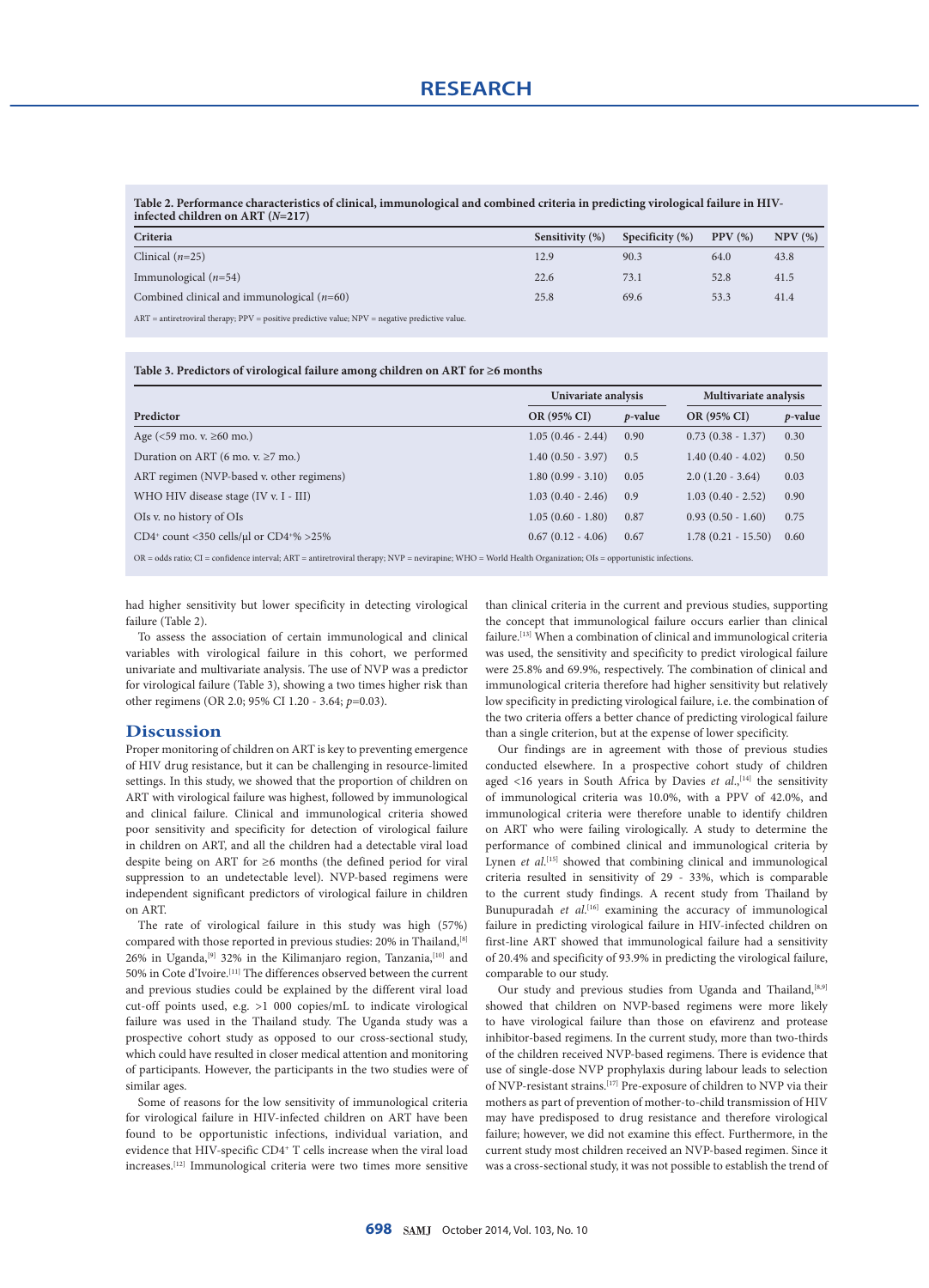**Table 2. Performance characteristics of clinical, immunological and combined criteria in predicting virological failure in HIV-infected children on ART (*N*=217)**

| Criteria | Sensitivity (%) | Specificity (%) | PPV (%) | NPV (%) |
|---|---|---|---|---|
| Clinical (*n*=25) | 12.9 | 90.3 | 64.0 | 43.8 |
| Immunological (*n*=54) | 22.6 | 73.1 | 52.8 | 41.5 |
| Combined clinical and immunological (*n*=60) | 25.8 | 69.6 | 53.3 | 41.4 |

ART = antiretroviral therapy; PPV = positive predictive value; NPV = negative predictive value.

**Table 3. Predictors of virological failure among children on ART for ≥6 months**

| | Univariate analysis | | Multivariate analysis | |
|---|---|---|---|---|
| Predictor | OR (95% CI) | *p*-value | OR (95% CI) | *p*-value |
| Age (<59 mo. v. ≥60 mo.) | 1.05 (0.46 - 2.44) | 0.90 | 0.73 (0.38 - 1.37) | 0.30 |
| Duration on ART (6 mo. v. ≥7 mo.) | 1.40 (0.50 - 3.97) | 0.5 | 1.40 (0.40 - 4.02) | 0.50 |
| ART regimen (NVP-based v. other regimens) | 1.80 (0.99 - 3.10) | 0.05 | 2.0 (1.20 - 3.64) | 0.03 |
| WHO HIV disease stage (IV v. I - III) | 1.03 (0.40 - 2.46) | 0.9 | 1.03 (0.40 - 2.52) | 0.90 |
| OIs v. no history of OIs | 1.05 (0.60 - 1.80) | 0.87 | 0.93 (0.50 - 1.60) | 0.75 |
| $CD4^+$ count <350 cells/µl or $CD4^+$% >25% | 0.67 (0.12 - 4.06) | 0.67 | 1.78 (0.21 - 15.50) | 0.60 |

OR = odds ratio; CI = confidence interval; ART = antiretroviral therapy; NVP = nevirapine; WHO = World Health Organization; OIs = opportunistic infections.

had higher sensitivity but lower specificity in detecting virological failure (Table 2).

To assess the association of certain immunological and clinical variables with virological failure in this cohort, we performed univariate and multivariate analysis. The use of NVP was a predictor for virological failure (Table 3), showing a two times higher risk than other regimens (OR 2.0; 95% CI 1.20 - 3.64; *p*=0.03).

## Discussion

Proper monitoring of children on ART is key to preventing emergence of HIV drug resistance, but it can be challenging in resource-limited settings. In this study, we showed that the proportion of children on ART with virological failure was highest, followed by immunological and clinical failure. Clinical and immunological criteria showed poor sensitivity and specificity for detection of virological failure in children on ART, and all the children had a detectable viral load despite being on ART for ≥6 months (the defined period for viral suppression to an undetectable level). NVP-based regimens were independent significant predictors of virological failure in children on ART.

The rate of virological failure in this study was high (57%) compared with those reported in previous studies: 20% in Thailand,[8] 26% in Uganda,[9] 32% in the Kilimanjaro region, Tanzania,[10] and 50% in Cote d'Ivoire.[11] The differences observed between the current and previous studies could be explained by the different viral load cut-off points used, e.g. >1 000 copies/mL to indicate virological failure was used in the Thailand study. The Uganda study was a prospective cohort study as opposed to our cross-sectional study, which could have resulted in closer medical attention and monitoring of participants. However, the participants in the two studies were of similar ages.

Some of reasons for the low sensitivity of immunological criteria for virological failure in HIV-infected children on ART have been found to be opportunistic infections, individual variation, and evidence that HIV-specific $CD4^+$ T cells increase when the viral load increases.[12] Immunological criteria were two times more sensitive than clinical criteria in the current and previous studies, supporting the concept that immunological failure occurs earlier than clinical failure.[13] When a combination of clinical and immunological criteria was used, the sensitivity and specificity to predict virological failure were 25.8% and 69.9%, respectively. The combination of clinical and immunological criteria therefore had higher sensitivity but relatively low specificity in predicting virological failure, i.e. the combination of the two criteria offers a better chance of predicting virological failure than a single criterion, but at the expense of lower specificity.

Our findings are in agreement with those of previous studies conducted elsewhere. In a prospective cohort study of children aged <16 years in South Africa by Davies *et al*.,[14] the sensitivity of immunological criteria was 10.0%, with a PPV of 42.0%, and immunological criteria were therefore unable to identify children on ART who were failing virologically. A study to determine the performance of combined clinical and immunological criteria by Lynen *et al*.[15] showed that combining clinical and immunological criteria resulted in sensitivity of 29 - 33%, which is comparable to the current study findings. A recent study from Thailand by Bunupuradah *et al*.[16] examining the accuracy of immunological failure in predicting virological failure in HIV-infected children on first-line ART showed that immunological failure had a sensitivity of 20.4% and specificity of 93.9% in predicting the virological failure, comparable to our study.

Our study and previous studies from Uganda and Thailand,[8,9] showed that children on NVP-based regimens were more likely to have virological failure than those on efavirenz and protease inhibitor-based regimens. In the current study, more than two-thirds of the children received NVP-based regimens. There is evidence that use of single-dose NVP prophylaxis during labour leads to selection of NVP-resistant strains.[17] Pre-exposure of children to NVP via their mothers as part of prevention of mother-to-child transmission of HIV may have predisposed to drug resistance and therefore virological failure; however, we did not examine this effect. Furthermore, in the current study most children received an NVP-based regimen. Since it was a cross-sectional study, it was not possible to establish the trend of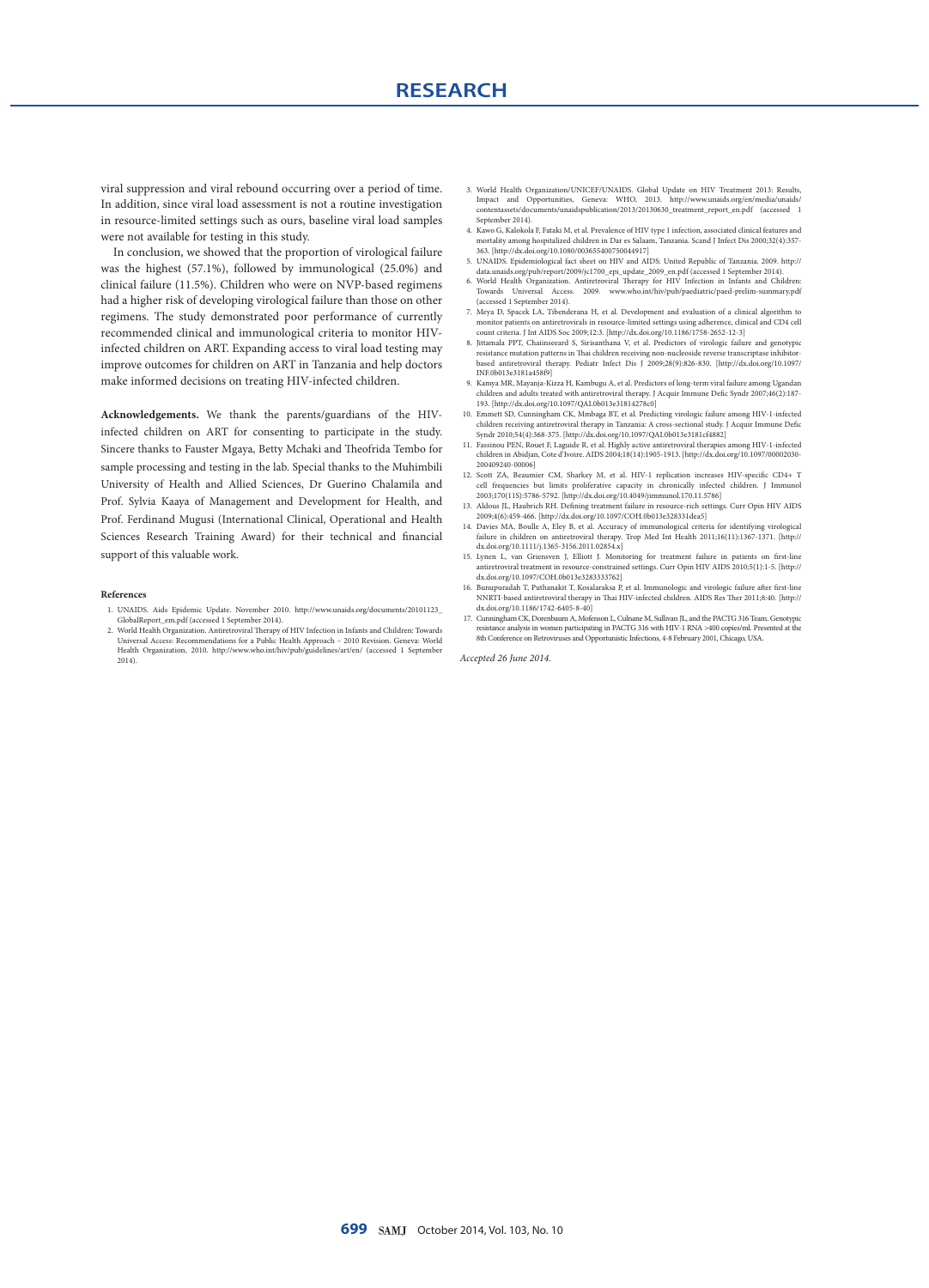viral suppression and viral rebound occurring over a period of time. In addition, since viral load assessment is not a routine investigation in resource-limited settings such as ours, baseline viral load samples were not available for testing in this study.

In conclusion, we showed that the proportion of virological failure was the highest (57.1%), followed by immunological (25.0%) and clinical failure (11.5%). Children who were on NVP-based regimens had a higher risk of developing virological failure than those on other regimens. The study demonstrated poor performance of currently recommended clinical and immunological criteria to monitor HIV-infected children on ART. Expanding access to viral load testing may improve outcomes for children on ART in Tanzania and help doctors make informed decisions on treating HIV-infected children.

**Acknowledgements.** We thank the parents/guardians of the HIV-infected children on ART for consenting to participate in the study. Sincere thanks to Fauster Mgaya, Betty Mchaki and Theofrida Tembo for sample processing and testing in the lab. Special thanks to the Muhimbili University of Health and Allied Sciences, Dr Guerino Chalamila and Prof. Sylvia Kaaya of Management and Development for Health, and Prof. Ferdinand Mugusi (International Clinical, Operational and Health Sciences Research Training Award) for their technical and financial support of this valuable work.

#### References

1. UNAIDS. Aids Epidemic Update. November 2010. http://www.unaids.org/documents/20101123_GlobalReport_em.pdf (accessed 1 September 2014).
2. World Health Organization. Antiretroviral Therapy of HIV Infection in Infants and Children: Towards Universal Access: Recommendations for a Public Health Approach – 2010 Revision. Geneva: World Health Organization, 2010. http://www.who.int/hiv/pub/guidelines/art/en/ (accessed 1 September 2014).
3. World Health Organization/UNICEF/UNAIDS. Global Update on HIV Treatment 2013: Results, Impact and Opportunities, Geneva: WHO, 2013. http://www.unaids.org/en/media/unaids/contentassets/documents/unaidspublication/2013/20130630_treatment_report_en.pdf (accessed 1 September 2014).
4. Kawo G, Kalokola F, Fataki M, et al. Prevalence of HIV type 1 infection, associated clinical features and mortality among hospitalized children in Dar es Salaam, Tanzania. Scand J Infect Dis 2000;32(4):357-363. [http://dx.doi.org/10.1080/003655400750044917]
5. UNAIDS. Epidemiological fact sheet on HIV and AIDS: United Republic of Tanzania. 2009. http://data.unaids.org/pub/report/2009/jc1700_epi_update_2009_en.pdf (accessed 1 September 2014).
6. World Health Organization. Antiretroviral Therapy for HIV Infection in Infants and Children: Towards Universal Access. 2009. www.who.int/hiv/pub/paediatric/paed-prelim-summary.pdf (accessed 1 September 2014).
7. Meya D, Spacek LA, Tibenderana H, et al. Development and evaluation of a clinical algorithm to monitor patients on antiretrovirals in resource-limited settings using adherence, clinical and CD4 cell count criteria. J Int AIDS Soc 2009;12:3. [http://dx.doi.org/10.1186/1758-2652-12-3]
8. Jittamala PPT, Chaiinseeard S, Sirisanthana V, et al. Predictors of virologic failure and genotypic resistance mutation patterns in Thai children receiving non-nucleoside reverse transcriptase inhibitor-based antiretroviral therapy. Pediatr Infect Dis J 2009;28(9):826-830. [http://dx.doi.org/10.1097/INF.0b013e3181a458f9]
9. Kamya MR, Mayanja-Kizza H, Kambugu A, et al. Predictors of long-term viral failure among Ugandan children and adults treated with antiretroviral therapy. J Acquir Immune Defic Syndr 2007;46(2):187-193. [http://dx.doi.org/10.1097/QAI.0b013e31814278c0]
10. Emmett SD, Cunningham CK, Mmbaga BT, et al. Predicting virologic failure among HIV-1-infected children receiving antiretroviral therapy in Tanzania: A cross-sectional study. J Acquir Immune Defic Syndr 2010;54(4):368-375. [http://dx.doi.org/10.1097/QAI.0b013e3181cf4882]
11. Fassinou PEN, Rouet F, Laguide R, et al. Highly active antiretroviral therapies among HIV-1-infected children in Abidjan, Cote d'Ivoire. AIDS 2004;18(14):1905-1913. [http://dx.doi.org/10.1097/00002030-200409240-00006]
12. Scott ZA, Beaumier CM, Sharkey M, et al. HIV-1 replication increases HIV-specific CD4+ T cell frequencies but limits proliferative capacity in chronically infected children. J Immunol 2003;170(11S):5786-5792. [http://dx.doi.org/10.4049/jimmunol.170.11.5786]
13. Aldous JL, Haubrich RH. Defining treatment failure in resource-rich settings. Curr Opin HIV AIDS 2009;4(6):459-466. [http://dx.doi.org/10.1097/COH.0b013e328331dea5]
14. Davies MA, Boulle A, Eley B, et al. Accuracy of immunological criteria for identifying virological failure in children on antiretroviral therapy. Trop Med Int Health 2011;16(11):1367-1371. [http://dx.doi.org/10.1111/j.1365-3156.2011.02854.x]
15. Lynen L, van Griensven J, Elliott J. Monitoring for treatment failure in patients on first-line antiretroviral treatment in resource-constrained settings. Curr Opin HIV AIDS 2010;5(1):1-5. [http://dx.doi.org/10.1097/COH.0b013e3283333762]
16. Bunupuradah T, Puthanakit T, Kosalaraksa P, et al. Immunologic and virologic failure after first-line NNRTI-based antiretroviral therapy in Thai HIV-infected children. AIDS Res Ther 2011;8:40. [http://dx.doi.org/10.1186/1742-6405-8-40]
17. Cunningham CK, Dorenbaum A, Mofenson L, Culnane M, Sullivan JL, and the PACTG 316 Team. Genotypic resistance analysis in women participating in PACTG 316 with HIV-1 RNA >400 copies/ml. Presented at the 8th Conference on Retroviruses and Opportunistic Infections, 4-8 February 2001, Chicago, USA.

*Accepted 26 June 2014.*